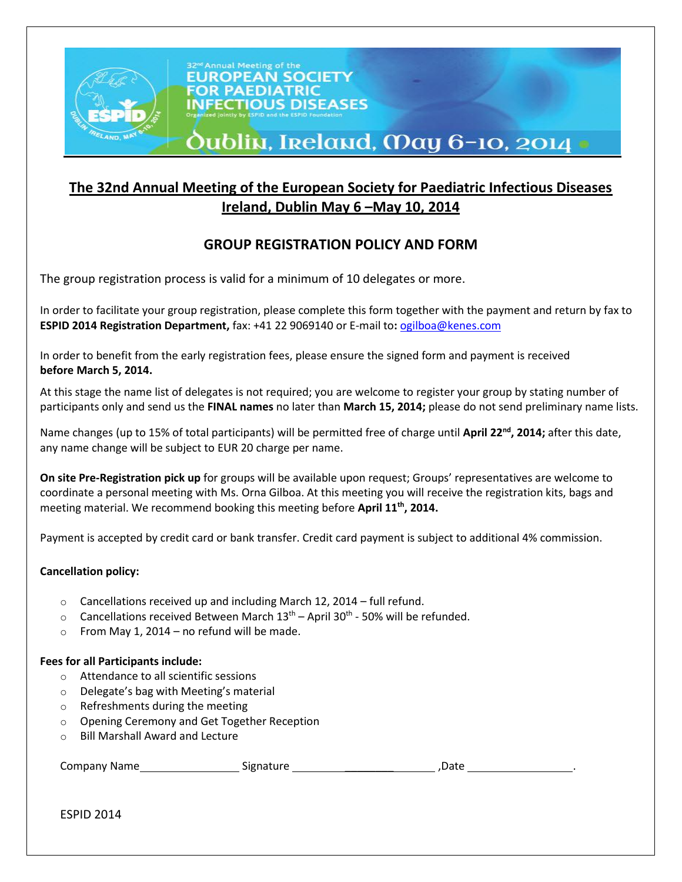32nd Annual Meeting of the
EUROPEAN SOCIETY FOR PAEDIATRIC INFECTIOUS DISEASES
Organized jointly by ESPID and the ESPID Foundation
Dublin, Ireland, May 6-10, 2014

# The 32nd Annual Meeting of the European Society for Paediatric Infectious Diseases Ireland, Dublin May 6 –May 10, 2014

## GROUP REGISTRATION POLICY AND FORM

The group registration process is valid for a minimum of 10 delegates or more.

In order to facilitate your group registration, please complete this form together with the payment and return by fax to **ESPID 2014 Registration Department,** fax: +41 22 9069140 or E-mail to**:** ogilboa@kenes.com

In order to benefit from the early registration fees, please ensure the signed form and payment is received **before March 5, 2014.**

At this stage the name list of delegates is not required; you are welcome to register your group by stating number of participants only and send us the **FINAL names** no later than **March 15, 2014;** please do not send preliminary name lists.

Name changes (up to 15% of total participants) will be permitted free of charge until **April 22nd, 2014;** after this date, any name change will be subject to EUR 20 charge per name.

**On site Pre-Registration pick up** for groups will be available upon request; Groups' representatives are welcome to coordinate a personal meeting with Ms. Orna Gilboa. At this meeting you will receive the registration kits, bags and meeting material. We recommend booking this meeting before **April 11th, 2014.**

Payment is accepted by credit card or bank transfer. Credit card payment is subject to additional 4% commission.

**Cancellation policy:**

- Cancellations received up and including March 12, 2014 – full refund.
- Cancellations received Between March 13th – April 30th - 50% will be refunded.
- From May 1, 2014 – no refund will be made.

**Fees for all Participants include:**

- Attendance to all scientific sessions
- Delegate's bag with Meeting's material
- Refreshments during the meeting
- Opening Ceremony and Get Together Reception
- Bill Marshall Award and Lecture

Company Name________________ Signature ________________________ ,Date _________________.

ESPID 2014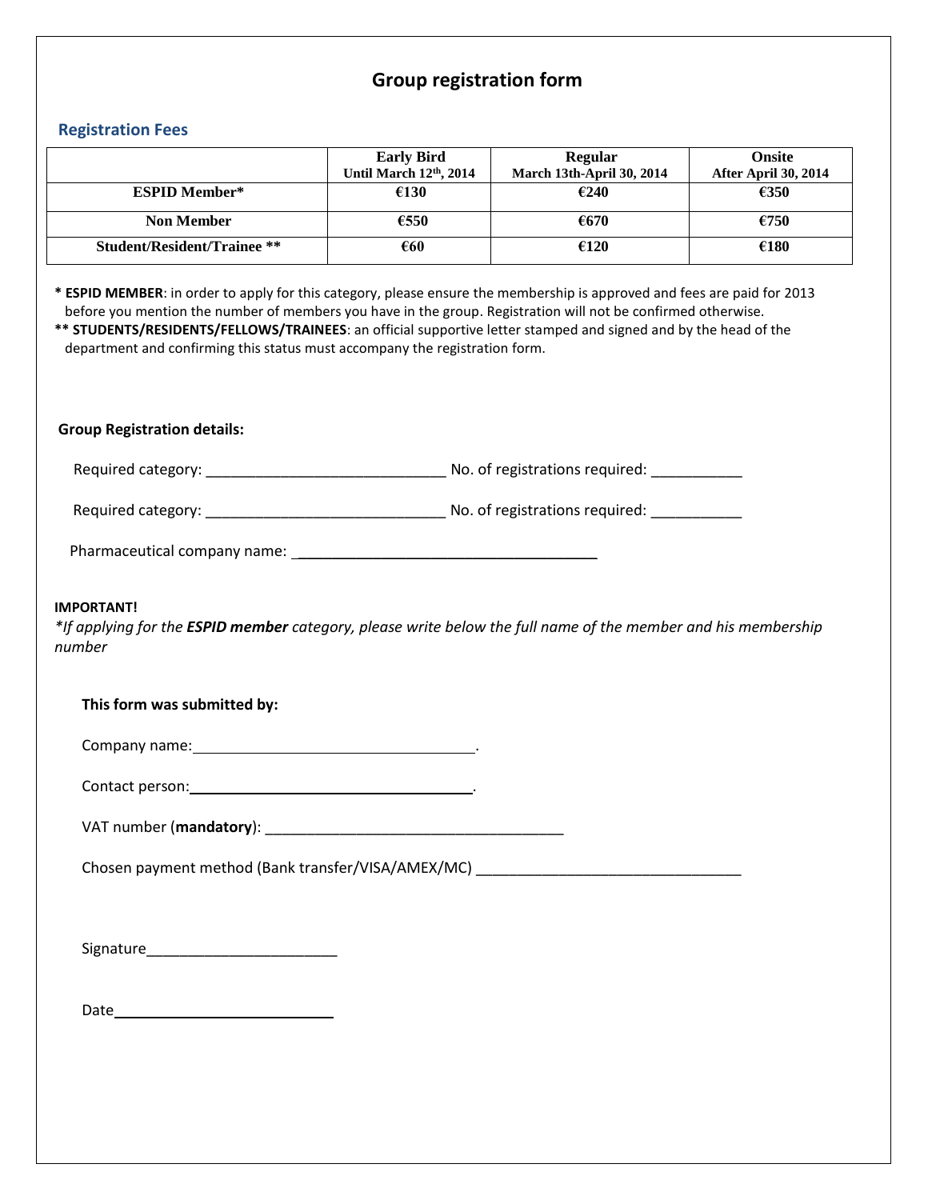# Group registration form

## Registration Fees

| | Early Bird Until March 12th, 2014 | Regular March 13th-April 30, 2014 | Onsite After April 30, 2014 |
|---|---|---|---|
| **ESPID Member*** | €130 | €240 | €350 |
| **Non Member** | €550 | €670 | €750 |
| **Student/Resident/Trainee **** | €60 | €120 | €180 |

**\* ESPID MEMBER**: in order to apply for this category, please ensure the membership is approved and fees are paid for 2013 before you mention the number of members you have in the group. Registration will not be confirmed otherwise.

**** STUDENTS/RESIDENTS/FELLOWS/TRAINEES**: an official supportive letter stamped and signed and by the head of the department and confirming this status must accompany the registration form.

**Group Registration details:**

Required category: ____________________________ No. of registrations required: __________

Required category: ____________________________ No. of registrations required: __________

Pharmaceutical company name: ___________________________________

**IMPORTANT!**

*\*If applying for the **ESPID member** category, please write below the full name of the member and his membership number*

**This form was submitted by:**

Company name:________________________________.

Contact person:________________________________.

VAT number (**mandatory**): ___________________________________

Chosen payment method (Bank transfer/VISA/AMEX/MC) ______________________________

Signature______________________

Date_________________________